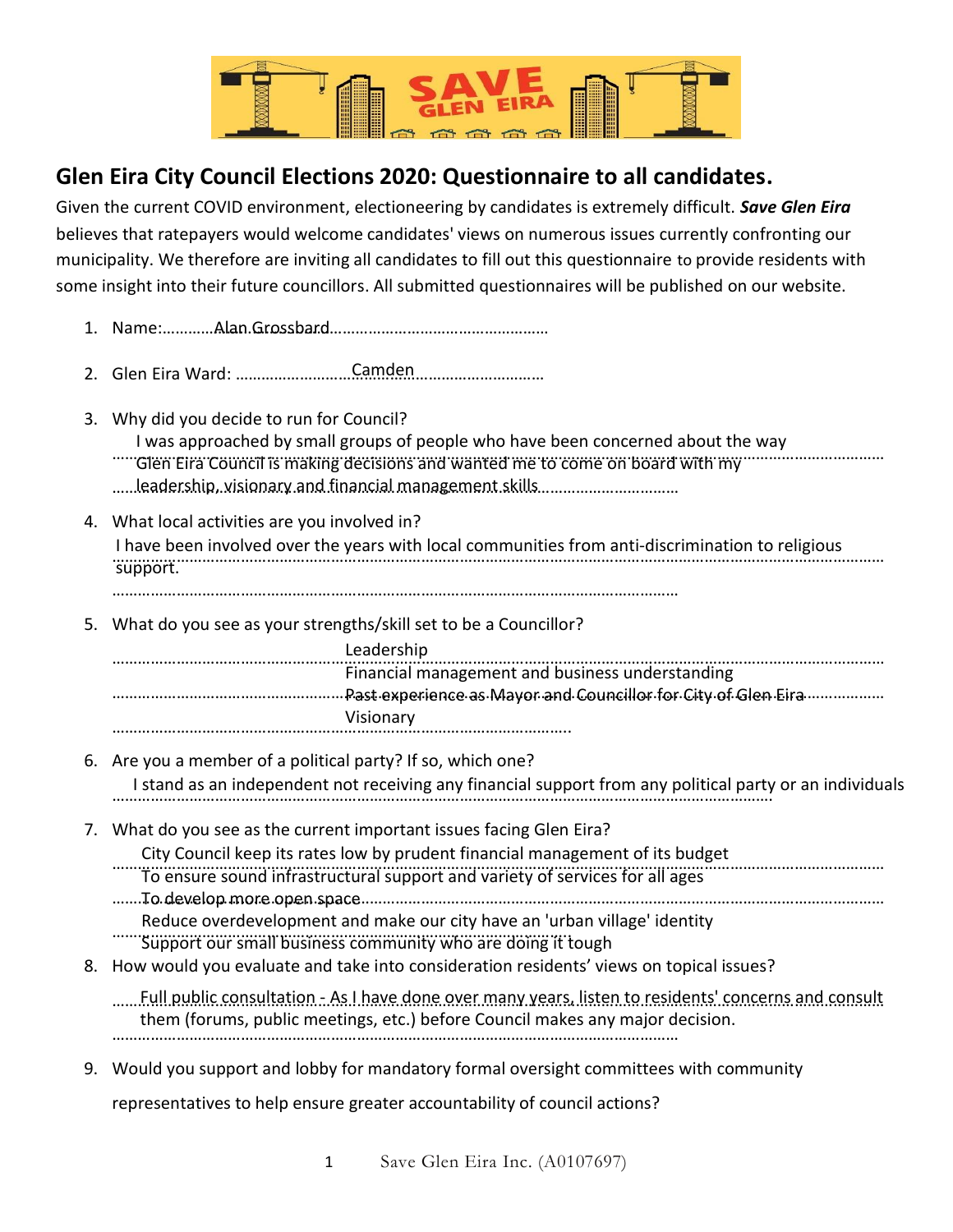# Glen Eira City Council Elections 2020: Questionnaire to all candidates.

Given the current COVID environment, electioneering by candidates is extremely difficult. ***Save Glen Eira*** believes that ratepayers would welcome candidates' views on numerous issues currently confronting our municipality. We therefore are inviting all candidates to fill out this questionnaire to provide residents with some insight into their future councillors. All submitted questionnaires will be published on our website.

1. Name: Alan Grossbard

2. Glen Eira Ward: Camden

3. Why did you decide to run for Council?

   I was approached by small groups of people who have been concerned about the way Glen Eira Council is making decisions and wanted me to come on board with my leadership, visionary and financial management skills

4. What local activities are you involved in?

   I have been involved over the years with local communities from anti-discrimination to religious support.

5. What do you see as your strengths/skill set to be a Councillor?

   Leadership
   Financial management and business understanding
   Past experience as Mayor and Councillor for City of Glen Eira
   Visionary

6. Are you a member of a political party? If so, which one?

   I stand as an independent not receiving any financial support from any political party or an individuals

7. What do you see as the current important issues facing Glen Eira?

   City Council keep its rates low by prudent financial management of its budget
   To ensure sound infrastructural support and variety of services for all ages
   To develop more open space
   Reduce overdevelopment and make our city have an 'urban village' identity
   Support our small business community who are doing it tough

8. How would you evaluate and take into consideration residents' views on topical issues?

   Full public consultation - As I have done over many years, listen to residents' concerns and consult them (forums, public meetings, etc.) before Council makes any major decision.

9. Would you support and lobby for mandatory formal oversight committees with community representatives to help ensure greater accountability of council actions?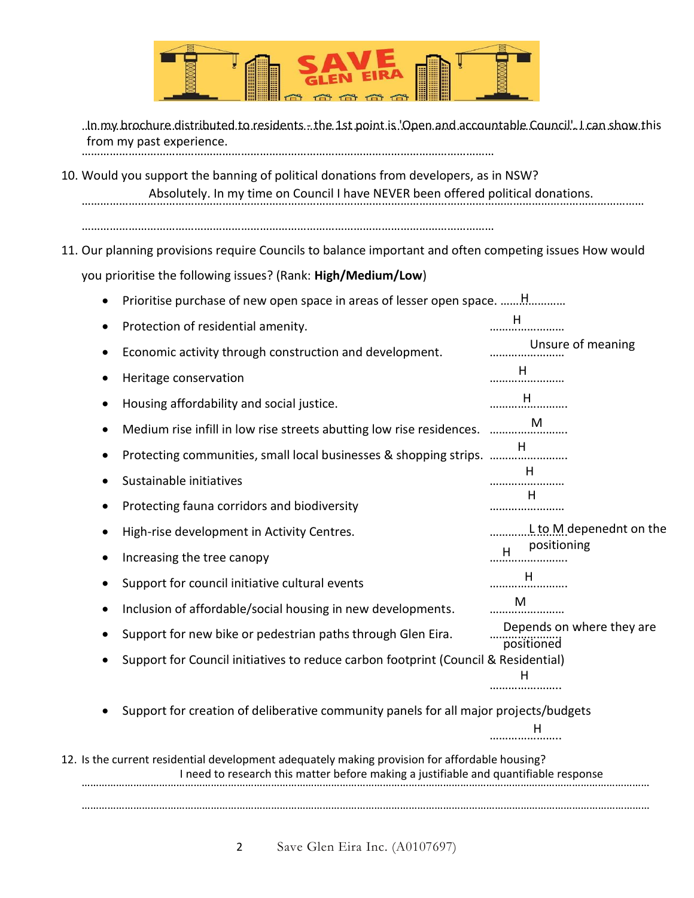In my brochure distributed to residents - the 1st point is 'Open and accountable Council'. I can show this from my past experience.

10. Would you support the banning of political donations from developers, as in NSW?

    Absolutely. In my time on Council I have NEVER been offered political donations.

11. Our planning provisions require Councils to balance important and often competing issues How would you prioritise the following issues? (Rank: **High/Medium/Low**)

    - Prioritise purchase of new open space in areas of lesser open space. H
    - Protection of residential amenity. H
    - Economic activity through construction and development. Unsure of meaning
    - Heritage conservation H
    - Housing affordability and social justice. H
    - Medium rise infill in low rise streets abutting low rise residences. M
    - Protecting communities, small local businesses & shopping strips. H
    - Sustainable initiatives H
    - Protecting fauna corridors and biodiversity H
    - High-rise development in Activity Centres. L to M depenednt on the positioning
    - Increasing the tree canopy H
    - Support for council initiative cultural events H
    - Inclusion of affordable/social housing in new developments. M
    - Support for new bike or pedestrian paths through Glen Eira. Depends on where they are positioned
    - Support for Council initiatives to reduce carbon footprint (Council & Residential) H
    - Support for creation of deliberative community panels for all major projects/budgets H

12. Is the current residential development adequately making provision for affordable housing?

    I need to research this matter before making a justifiable and quantifiable response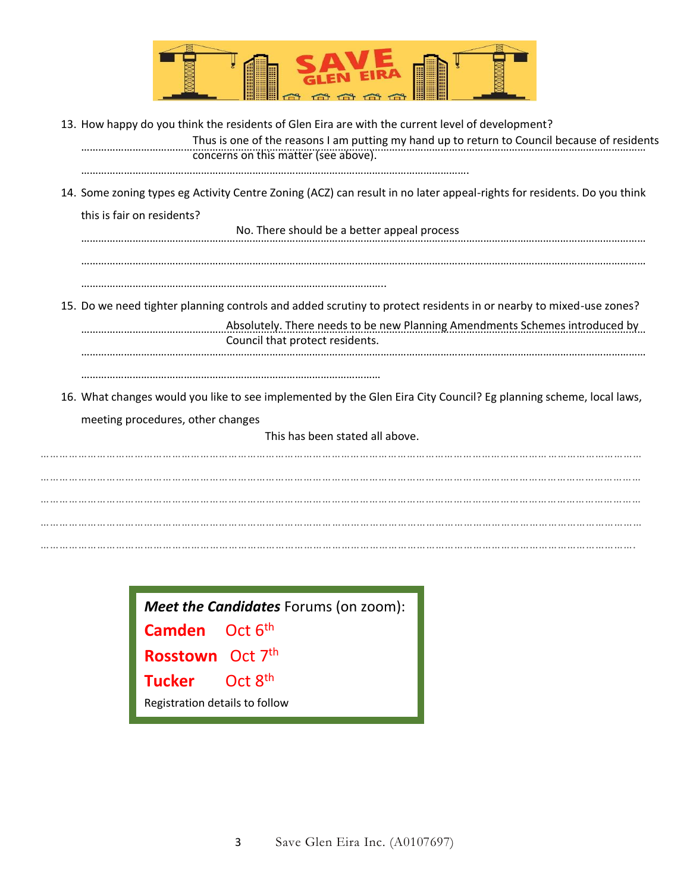13. How happy do you think the residents of Glen Eira are with the current level of development?

    Thus is one of the reasons I am putting my hand up to return to Council because of residents concerns on this matter (see above).

14. Some zoning types eg Activity Centre Zoning (ACZ) can result in no later appeal-rights for residents. Do you think this is fair on residents?

    No. There should be a better appeal process

15. Do we need tighter planning controls and added scrutiny to protect residents in or nearby to mixed-use zones?

    Absolutely. There needs to be new Planning Amendments Schemes introduced by Council that protect residents.

16. What changes would you like to see implemented by the Glen Eira City Council? Eg planning scheme, local laws, meeting procedures, other changes

    This has been stated all above.

***Meet the Candidates*** Forums (on zoom):

**Camden** Oct 6th

**Rosstown** Oct 7th

**Tucker** Oct 8th

Registration details to follow

Save Glen Eira Inc. (A0107697)